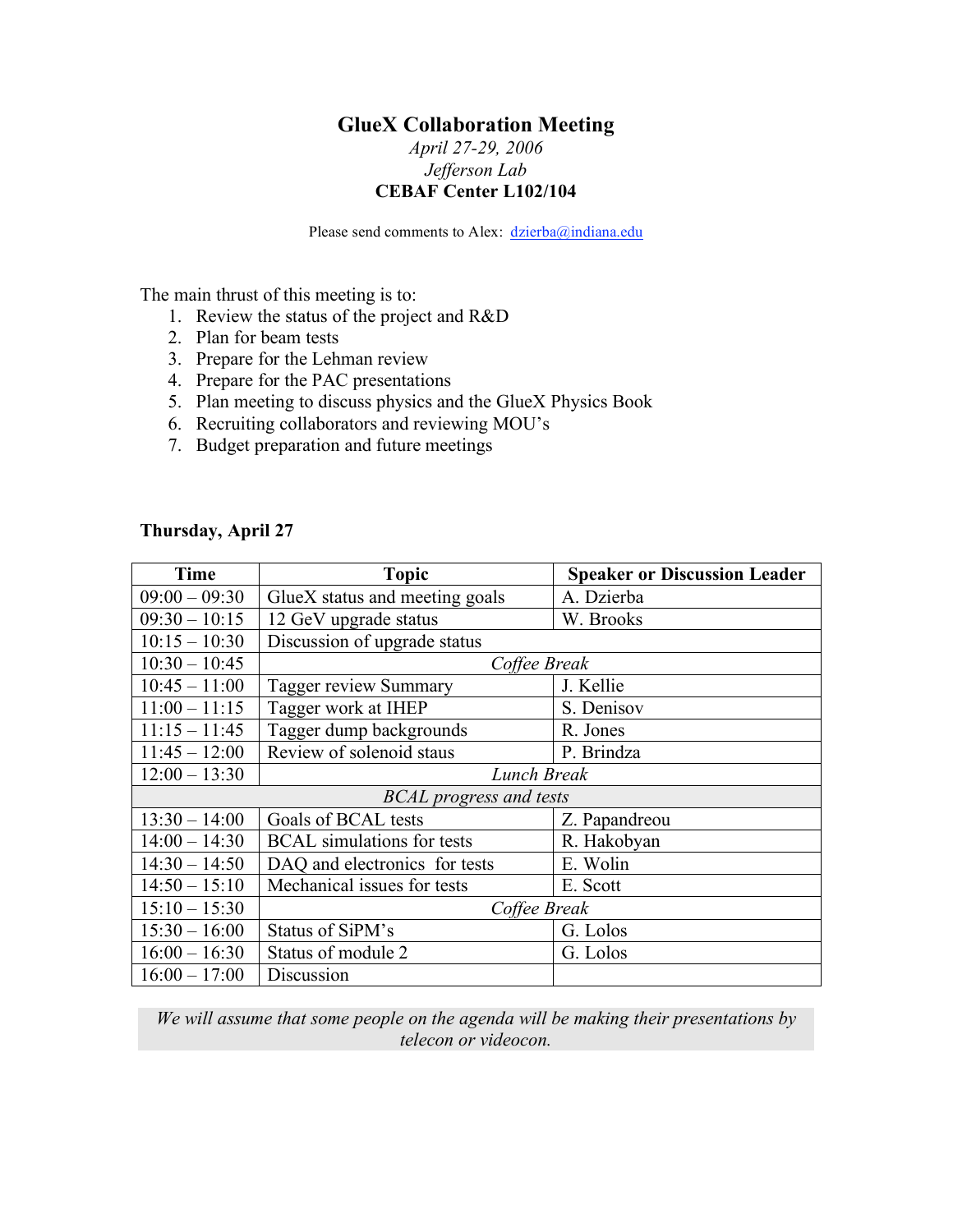# GlueX Collaboration Meeting

*April 27-29, 2006*
*Jefferson Lab*
**CEBAF Center L102/104**

Please send comments to Alex: dzierba@indiana.edu

The main thrust of this meeting is to:

1. Review the status of the project and R&D
2. Plan for beam tests
3. Prepare for the Lehman review
4. Prepare for the PAC presentations
5. Plan meeting to discuss physics and the GlueX Physics Book
6. Recruiting collaborators and reviewing MOU's
7. Budget preparation and future meetings

**Thursday, April 27**

| Time | Topic | Speaker or Discussion Leader |
|---|---|---|
| 09:00 – 09:30 | GlueX status and meeting goals | A. Dzierba |
| 09:30 – 10:15 | 12 GeV upgrade status | W. Brooks |
| 10:15 – 10:30 | Discussion of upgrade status | |
| 10:30 – 10:45 | *Coffee Break* | |
| 10:45 – 11:00 | Tagger review Summary | J. Kellie |
| 11:00 – 11:15 | Tagger work at IHEP | S. Denisov |
| 11:15 – 11:45 | Tagger dump backgrounds | R. Jones |
| 11:45 – 12:00 | Review of solenoid staus | P. Brindza |
| 12:00 – 13:30 | *Lunch Break* | |
| *BCAL progress and tests* | | |
| 13:30 – 14:00 | Goals of BCAL tests | Z. Papandreou |
| 14:00 – 14:30 | BCAL simulations for tests | R. Hakobyan |
| 14:30 – 14:50 | DAQ and electronics for tests | E. Wolin |
| 14:50 – 15:10 | Mechanical issues for tests | E. Scott |
| 15:10 – 15:30 | *Coffee Break* | |
| 15:30 – 16:00 | Status of SiPM's | G. Lolos |
| 16:00 – 16:30 | Status of module 2 | G. Lolos |
| 16:00 – 17:00 | Discussion | |

*We will assume that some people on the agenda will be making their presentations by telecon or videocon.*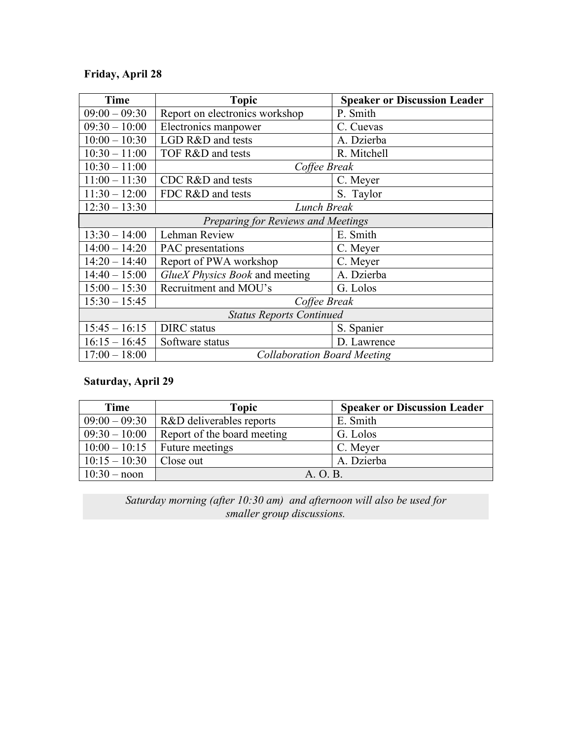**Friday, April 28**

| Time | Topic | Speaker or Discussion Leader |
|---|---|---|
| 09:00 – 09:30 | Report on electronics workshop | P. Smith |
| 09:30 – 10:00 | Electronics manpower | C. Cuevas |
| 10:00 – 10:30 | LGD R&D and tests | A. Dzierba |
| 10:30 – 11:00 | TOF R&D and tests | R. Mitchell |
| 10:30 – 11:00 | *Coffee Break* | |
| 11:00 – 11:30 | CDC R&D and tests | C. Meyer |
| 11:30 – 12:00 | FDC R&D and tests | S. Taylor |
| 12:30 – 13:30 | *Lunch Break* | |
| *Preparing for Reviews and Meetings* | | |
| 13:30 – 14:00 | Lehman Review | E. Smith |
| 14:00 – 14:20 | PAC presentations | C. Meyer |
| 14:20 – 14:40 | Report of PWA workshop | C. Meyer |
| 14:40 – 15:00 | *GlueX Physics Book* and meeting | A. Dzierba |
| 15:00 – 15:30 | Recruitment and MOU's | G. Lolos |
| 15:30 – 15:45 | *Coffee Break* | |
| *Status Reports Continued* | | |
| 15:45 – 16:15 | DIRC status | S. Spanier |
| 16:15 – 16:45 | Software status | D. Lawrence |
| 17:00 – 18:00 | *Collaboration Board Meeting* | |

**Saturday, April 29**

| Time | Topic | Speaker or Discussion Leader |
|---|---|---|
| 09:00 – 09:30 | R&D deliverables reports | E. Smith |
| 09:30 – 10:00 | Report of the board meeting | G. Lolos |
| 10:00 – 10:15 | Future meetings | C. Meyer |
| 10:15 – 10:30 | Close out | A. Dzierba |
| 10:30 – noon | A. O. B. | |

*Saturday morning (after 10:30 am) and afternoon will also be used for smaller group discussions.*